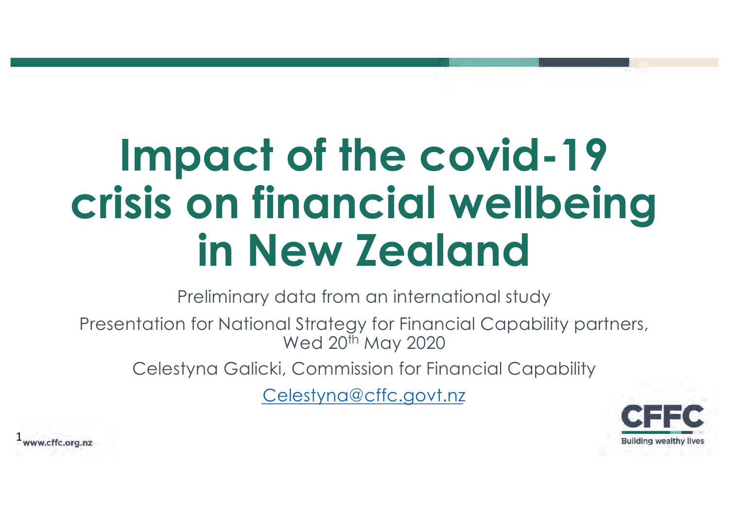# Impact of the covid-19 crisis on financial wellbeing in New Zealand

Preliminary data from an international study

Presentation for National Strategy for Financial Capability partners, Wed 20th May 2020

Celestyna Galicki, Commission for Financial Capability

Celestyna@cffc.govt.nz

CFFC
Building wealthy lives

www.cffc.org.nz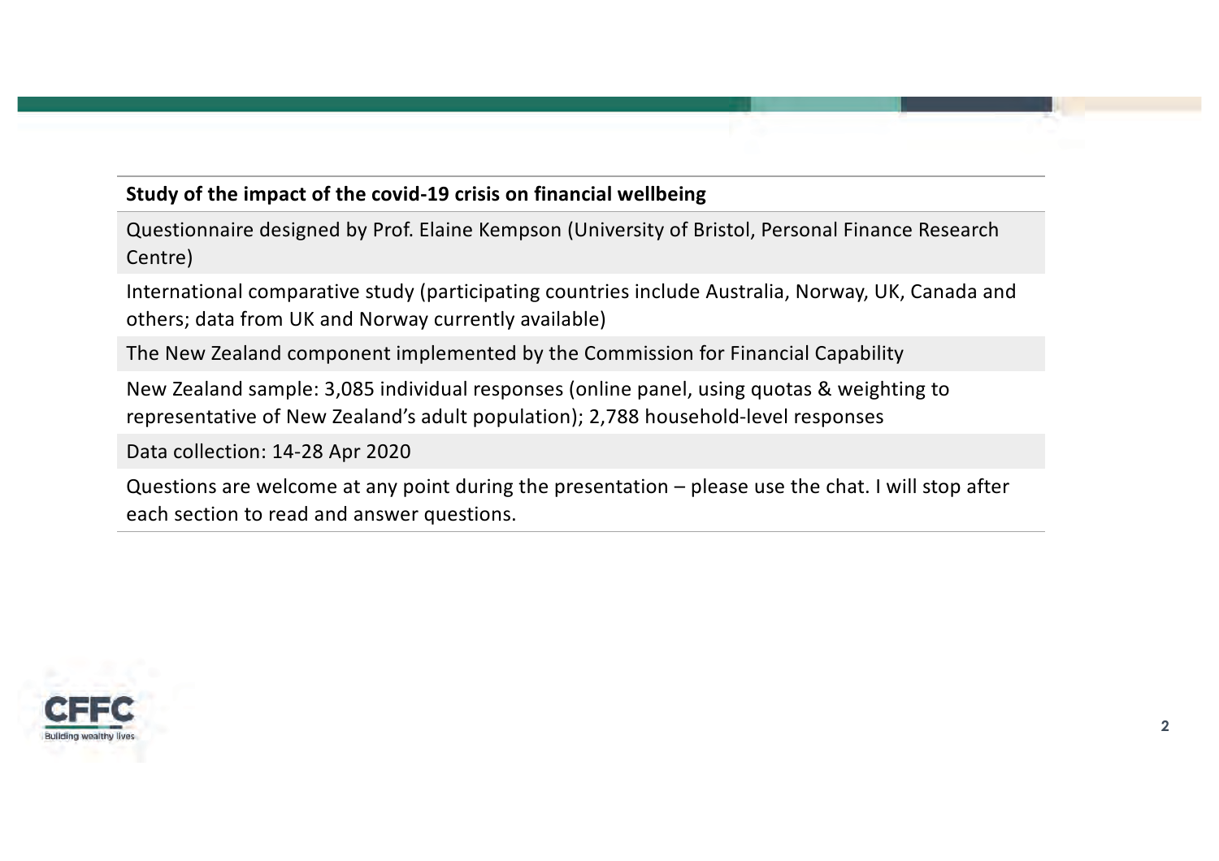**Study of the impact of the covid-19 crisis on financial wellbeing**

Questionnaire designed by Prof. Elaine Kempson (University of Bristol, Personal Finance Research Centre)

International comparative study (participating countries include Australia, Norway, UK, Canada and others; data from UK and Norway currently available)

The New Zealand component implemented by the Commission for Financial Capability

New Zealand sample: 3,085 individual responses (online panel, using quotas & weighting to representative of New Zealand's adult population); 2,788 household-level responses

Data collection: 14-28 Apr 2020

Questions are welcome at any point during the presentation – please use the chat. I will stop after each section to read and answer questions.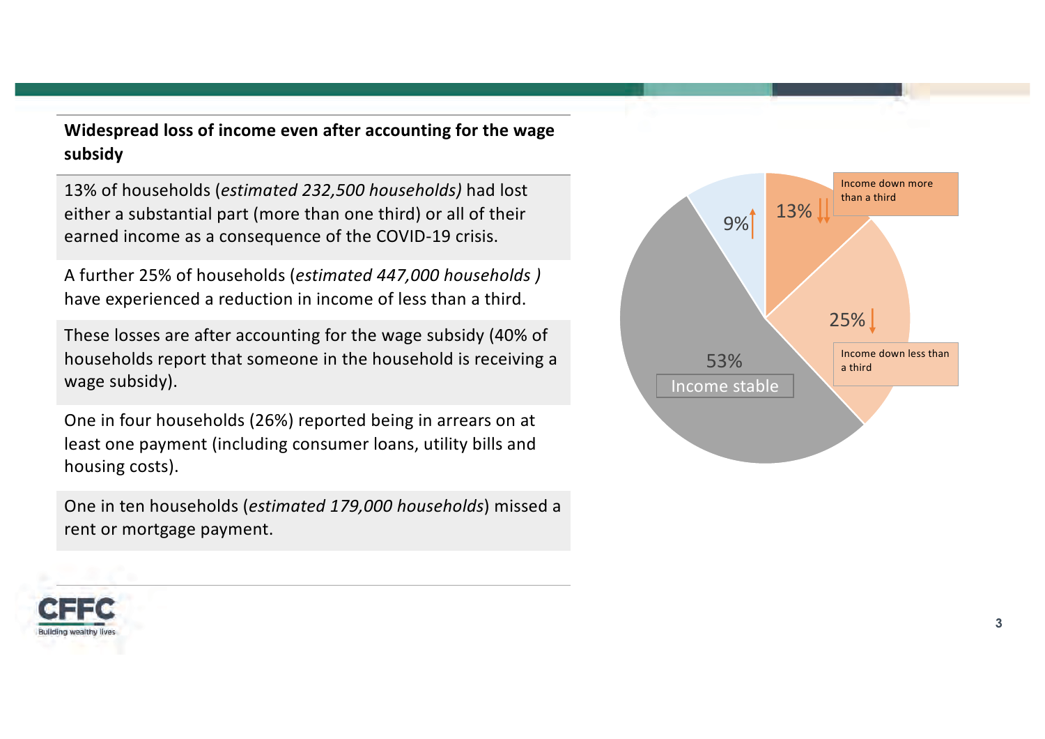**Widespread loss of income even after accounting for the wage subsidy**

13% of households (*estimated 232,500 households)* had lost either a substantial part (more than one third) or all of their earned income as a consequence of the COVID-19 crisis.

A further 25% of households (*estimated 447,000 households )* have experienced a reduction in income of less than a third.

These losses are after accounting for the wage subsidy (40% of households report that someone in the household is receiving a wage subsidy).

One in four households (26%) reported being in arrears on at least one payment (including consumer loans, utility bills and housing costs).

One in ten households (*estimated 179,000 households*) missed a rent or mortgage payment.

Income down more than a third: 13%

Income down less than a third: 25%

Income stable: 53%

9%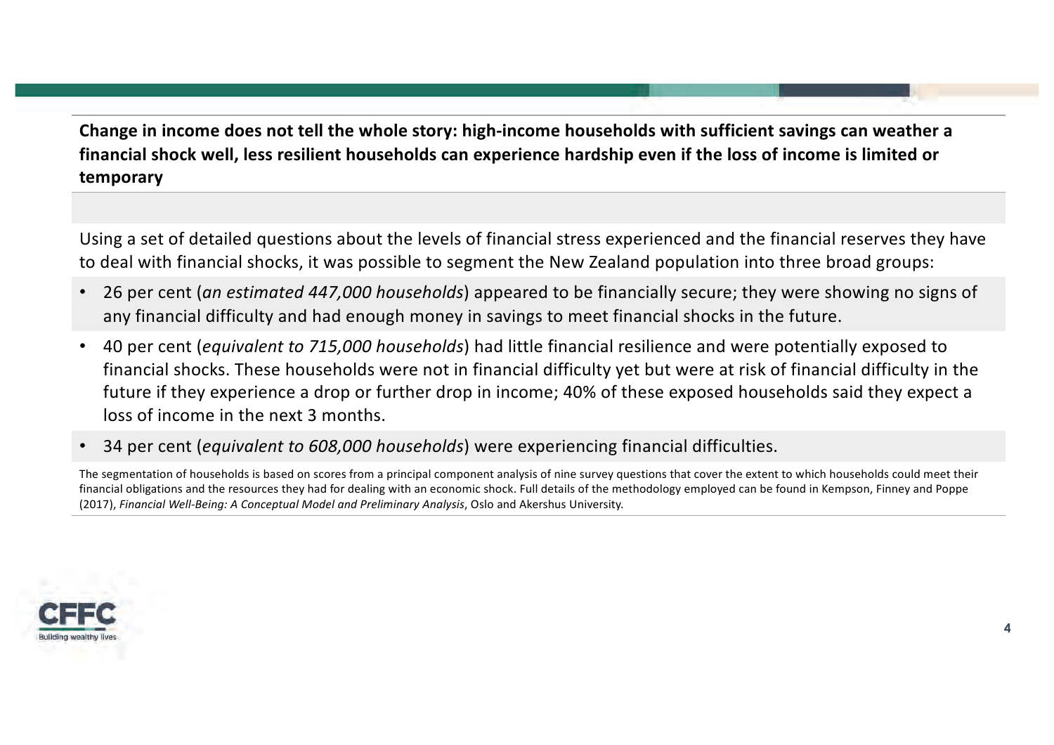**Change in income does not tell the whole story: high-income households with sufficient savings can weather a financial shock well, less resilient households can experience hardship even if the loss of income is limited or temporary**

Using a set of detailed questions about the levels of financial stress experienced and the financial reserves they have to deal with financial shocks, it was possible to segment the New Zealand population into three broad groups:

- 26 per cent (*an estimated 447,000 households*) appeared to be financially secure; they were showing no signs of any financial difficulty and had enough money in savings to meet financial shocks in the future.
- 40 per cent (*equivalent to 715,000 households*) had little financial resilience and were potentially exposed to financial shocks. These households were not in financial difficulty yet but were at risk of financial difficulty in the future if they experience a drop or further drop in income; 40% of these exposed households said they expect a loss of income in the next 3 months.
- 34 per cent (*equivalent to 608,000 households*) were experiencing financial difficulties.

The segmentation of households is based on scores from a principal component analysis of nine survey questions that cover the extent to which households could meet their financial obligations and the resources they had for dealing with an economic shock. Full details of the methodology employed can be found in Kempson, Finney and Poppe (2017), *Financial Well-Being: A Conceptual Model and Preliminary Analysis*, Oslo and Akershus University.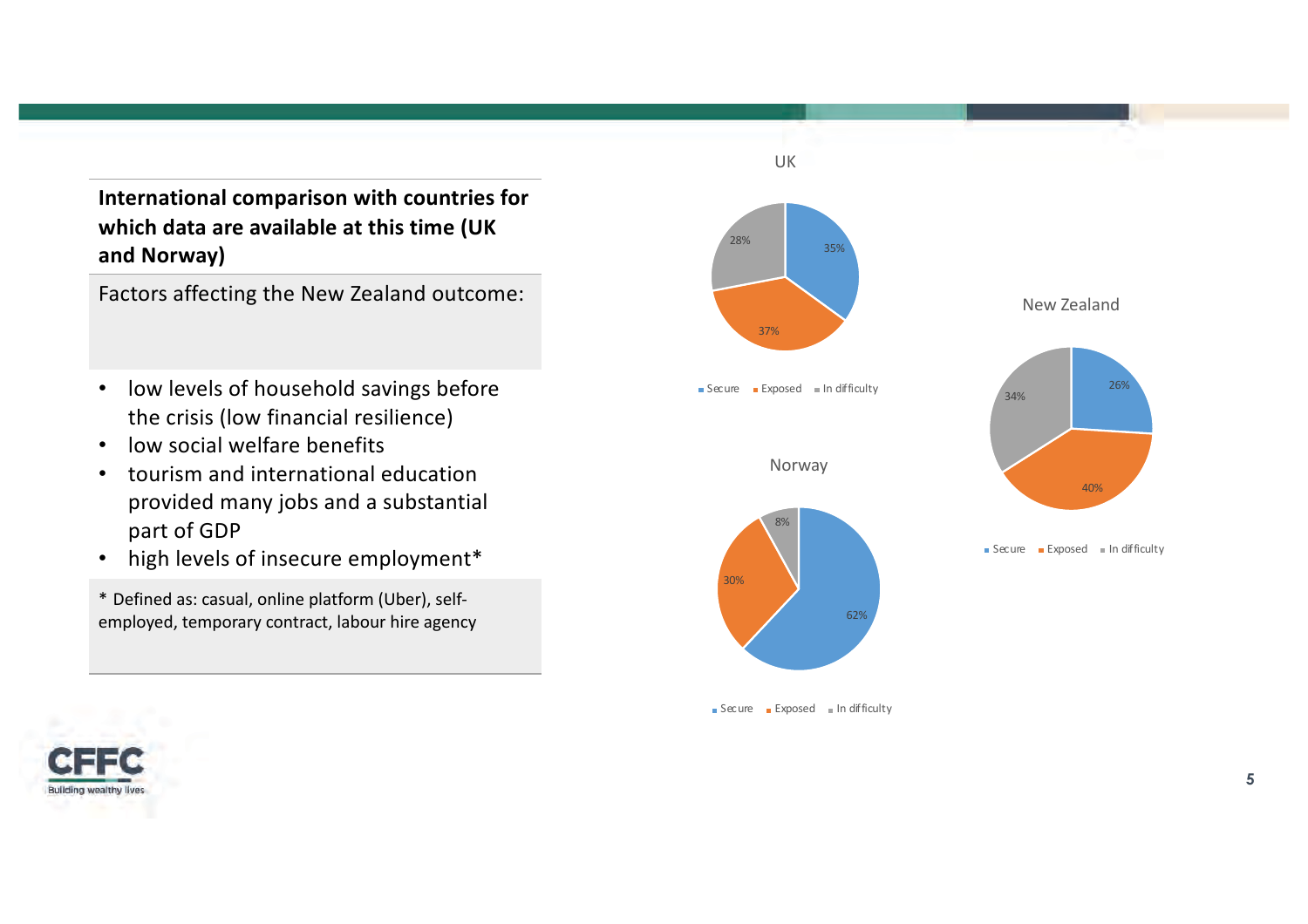**International comparison with countries for which data are available at this time (UK and Norway)**

Factors affecting the New Zealand outcome:

- low levels of household savings before the crisis (low financial resilience)
- low social welfare benefits
- tourism and international education provided many jobs and a substantial part of GDP
- high levels of insecure employment*

\* Defined as: casual, online platform (Uber), self-employed, temporary contract, labour hire agency

UK

| Secure | Exposed | In difficulty |
|---|---|---|
| 35% | 37% | 28% |

Norway

| Secure | Exposed | In difficulty |
|---|---|---|
| 62% | 30% | 8% |

New Zealand

| Secure | Exposed | In difficulty |
|---|---|---|
| 26% | 40% | 34% |

CFFC
Building wealthy lives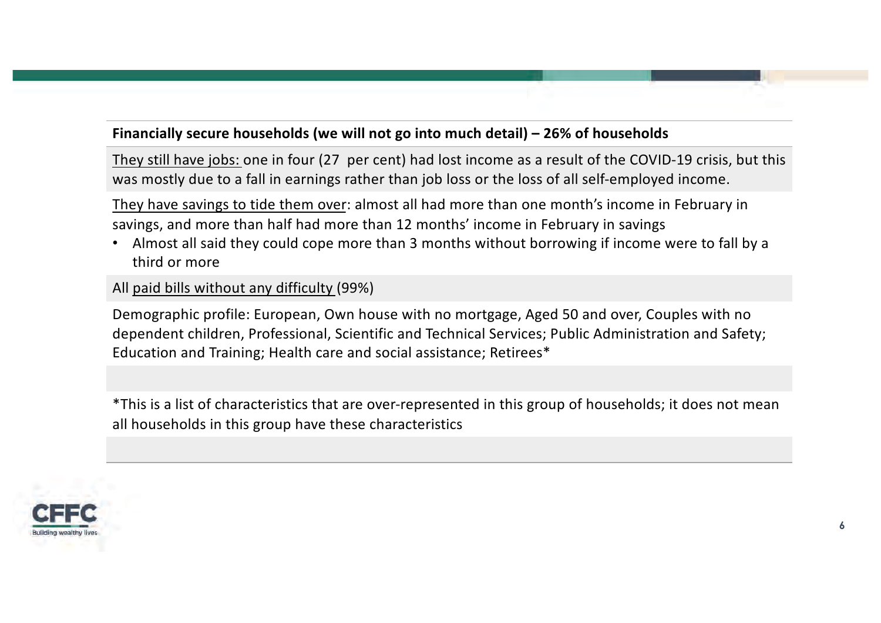**Financially secure households (we will not go into much detail) – 26% of households**

They still have jobs: one in four (27  per cent) had lost income as a result of the COVID-19 crisis, but this was mostly due to a fall in earnings rather than job loss or the loss of all self-employed income.

They have savings to tide them over: almost all had more than one month's income in February in savings, and more than half had more than 12 months' income in February in savings

- Almost all said they could cope more than 3 months without borrowing if income were to fall by a third or more

All paid bills without any difficulty (99%)

Demographic profile: European, Own house with no mortgage, Aged 50 and over, Couples with no dependent children, Professional, Scientific and Technical Services; Public Administration and Safety; Education and Training; Health care and social assistance; Retirees*

*This is a list of characteristics that are over-represented in this group of households; it does not mean all households in this group have these characteristics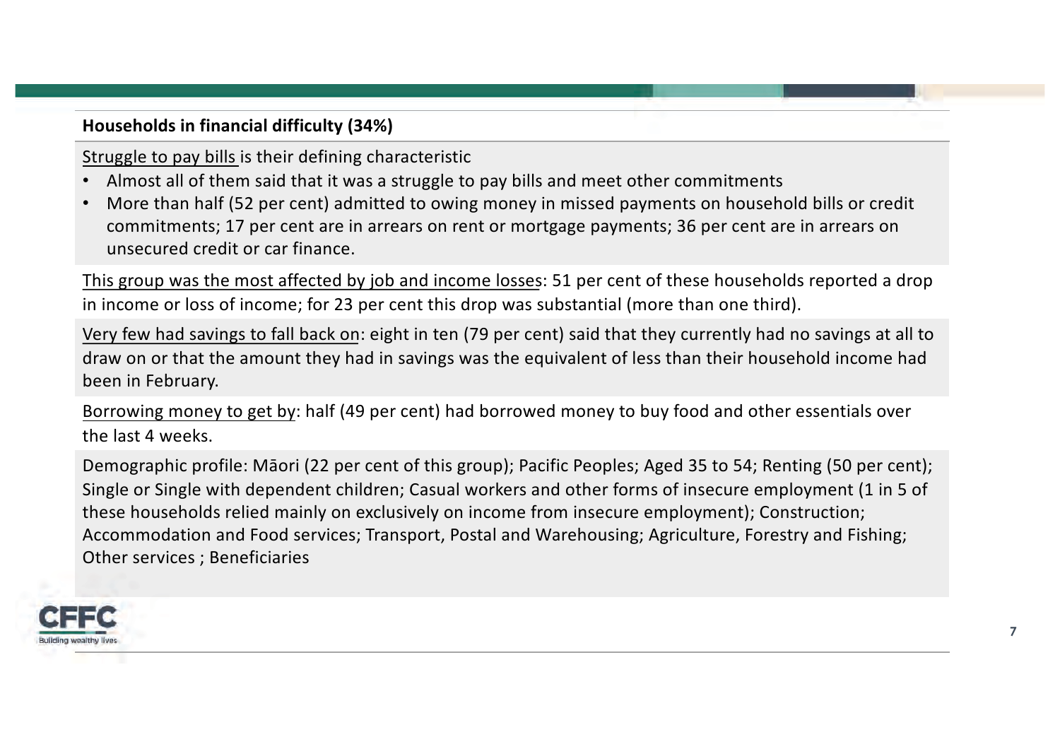**Households in financial difficulty (34%)**

<u>Struggle to pay bills</u> is their defining characteristic

- Almost all of them said that it was a struggle to pay bills and meet other commitments
- More than half (52 per cent) admitted to owing money in missed payments on household bills or credit commitments; 17 per cent are in arrears on rent or mortgage payments; 36 per cent are in arrears on unsecured credit or car finance.

<u>This group was the most affected by job and income losses</u>: 51 per cent of these households reported a drop in income or loss of income; for 23 per cent this drop was substantial (more than one third).

<u>Very few had savings to fall back on</u>: eight in ten (79 per cent) said that they currently had no savings at all to draw on or that the amount they had in savings was the equivalent of less than their household income had been in February.

<u>Borrowing money to get by</u>: half (49 per cent) had borrowed money to buy food and other essentials over the last 4 weeks.

Demographic profile: Māori (22 per cent of this group); Pacific Peoples; Aged 35 to 54; Renting (50 per cent); Single or Single with dependent children; Casual workers and other forms of insecure employment (1 in 5 of these households relied mainly on exclusively on income from insecure employment); Construction; Accommodation and Food services; Transport, Postal and Warehousing; Agriculture, Forestry and Fishing; Other services ; Beneficiaries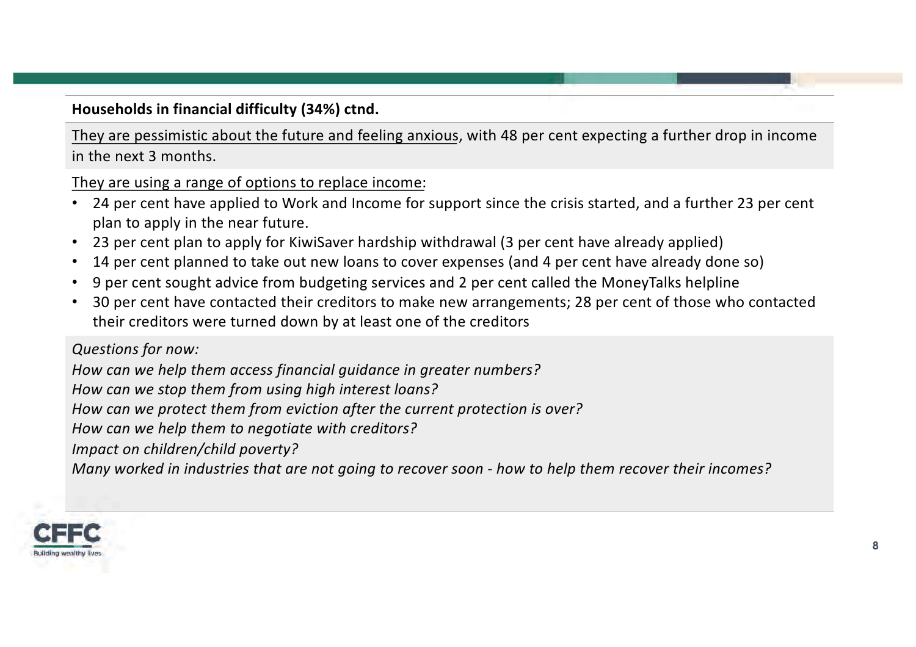**Households in financial difficulty (34%) ctnd.**

<u>They are pessimistic about the future and feeling anxious</u>, with 48 per cent expecting a further drop in income in the next 3 months.

<u>They are using a range of options to replace income</u>:

- 24 per cent have applied to Work and Income for support since the crisis started, and a further 23 per cent plan to apply in the near future.
- 23 per cent plan to apply for KiwiSaver hardship withdrawal (3 per cent have already applied)
- 14 per cent planned to take out new loans to cover expenses (and 4 per cent have already done so)
- 9 per cent sought advice from budgeting services and 2 per cent called the MoneyTalks helpline
- 30 per cent have contacted their creditors to make new arrangements; 28 per cent of those who contacted their creditors were turned down by at least one of the creditors

*Questions for now:*
*How can we help them access financial guidance in greater numbers?*
*How can we stop them from using high interest loans?*
*How can we protect them from eviction after the current protection is over?*
*How can we help them to negotiate with creditors?*
*Impact on children/child poverty?*
*Many worked in industries that are not going to recover soon - how to help them recover their incomes?*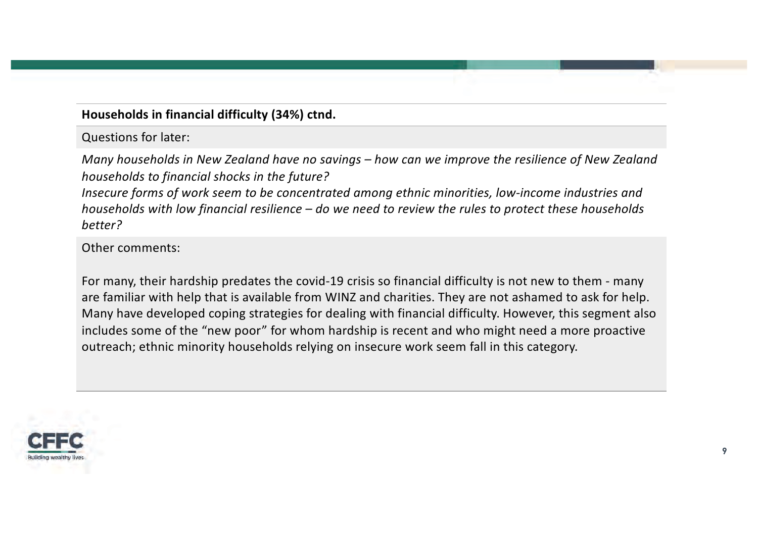**Households in financial difficulty (34%) ctnd.**

Questions for later:

*Many households in New Zealand have no savings – how can we improve the resilience of New Zealand households to financial shocks in the future?*
*Insecure forms of work seem to be concentrated among ethnic minorities, low-income industries and households with low financial resilience – do we need to review the rules to protect these households better?*

Other comments:

For many, their hardship predates the covid-19 crisis so financial difficulty is not new to them - many are familiar with help that is available from WINZ and charities. They are not ashamed to ask for help. Many have developed coping strategies for dealing with financial difficulty. However, this segment also includes some of the “new poor” for whom hardship is recent and who might need a more proactive outreach; ethnic minority households relying on insecure work seem fall in this category.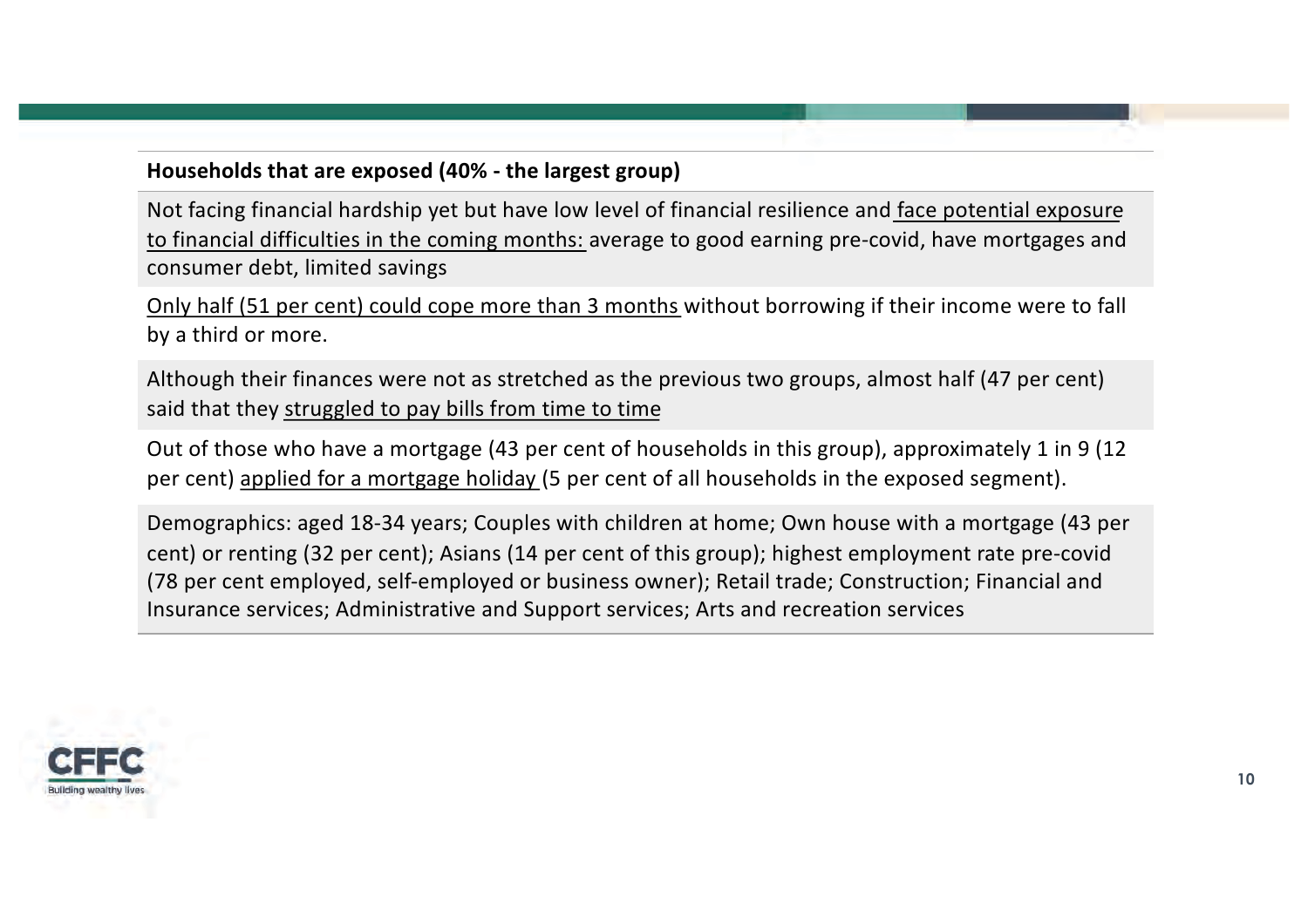**Households that are exposed (40% - the largest group)**

Not facing financial hardship yet but have low level of financial resilience and face potential exposure to financial difficulties in the coming months: average to good earning pre-covid, have mortgages and consumer debt, limited savings

Only half (51 per cent) could cope more than 3 months without borrowing if their income were to fall by a third or more.

Although their finances were not as stretched as the previous two groups, almost half (47 per cent) said that they struggled to pay bills from time to time

Out of those who have a mortgage (43 per cent of households in this group), approximately 1 in 9 (12 per cent) applied for a mortgage holiday (5 per cent of all households in the exposed segment).

Demographics: aged 18-34 years; Couples with children at home; Own house with a mortgage (43 per cent) or renting (32 per cent); Asians (14 per cent of this group); highest employment rate pre-covid (78 per cent employed, self-employed or business owner); Retail trade; Construction; Financial and Insurance services; Administrative and Support services; Arts and recreation services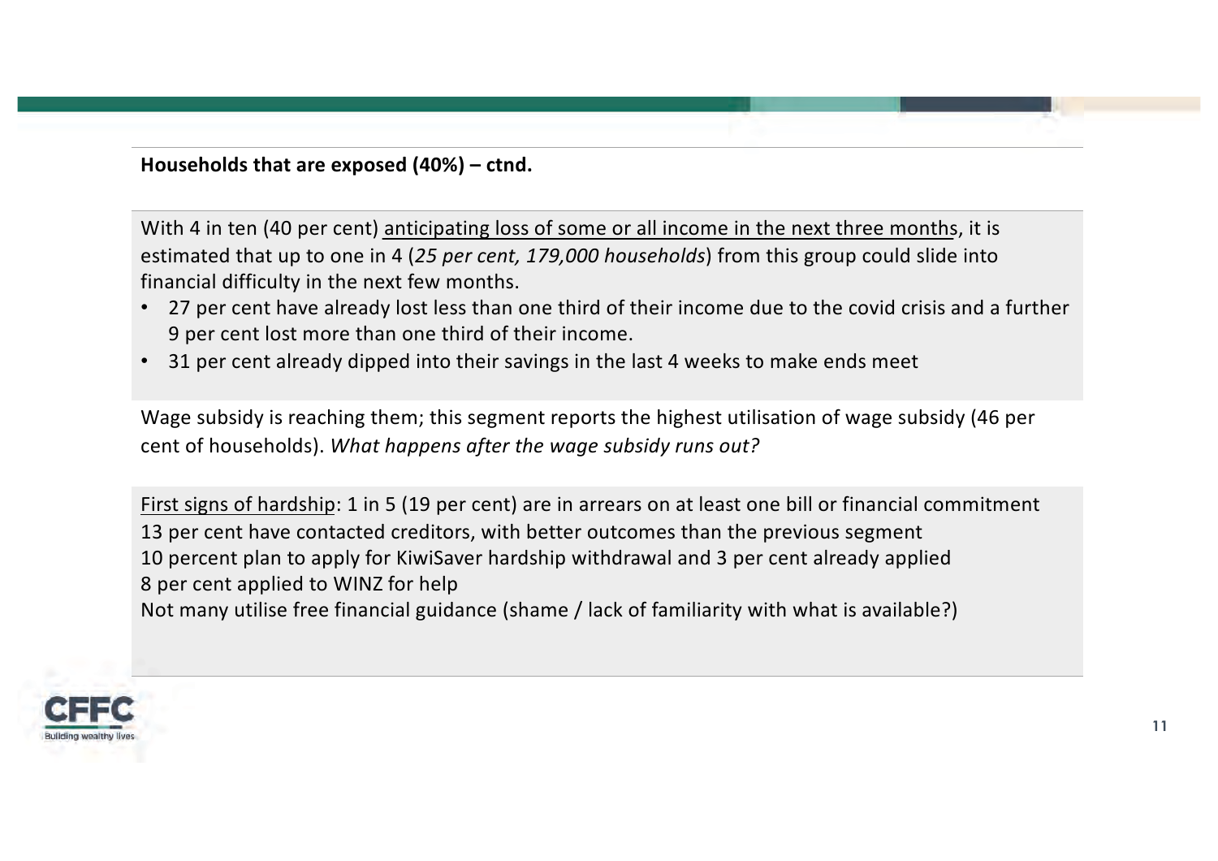**Households that are exposed (40%) – ctnd.**

With 4 in ten (40 per cent) anticipating loss of some or all income in the next three months, it is estimated that up to one in 4 (*25 per cent, 179,000 households*) from this group could slide into financial difficulty in the next few months.

- 27 per cent have already lost less than one third of their income due to the covid crisis and a further 9 per cent lost more than one third of their income.
- 31 per cent already dipped into their savings in the last 4 weeks to make ends meet

Wage subsidy is reaching them; this segment reports the highest utilisation of wage subsidy (46 per cent of households). *What happens after the wage subsidy runs out?*

First signs of hardship: 1 in 5 (19 per cent) are in arrears on at least one bill or financial commitment
13 per cent have contacted creditors, with better outcomes than the previous segment
10 percent plan to apply for KiwiSaver hardship withdrawal and 3 per cent already applied
8 per cent applied to WINZ for help
Not many utilise free financial guidance (shame / lack of familiarity with what is available?)

CFFC
Building wealthy lives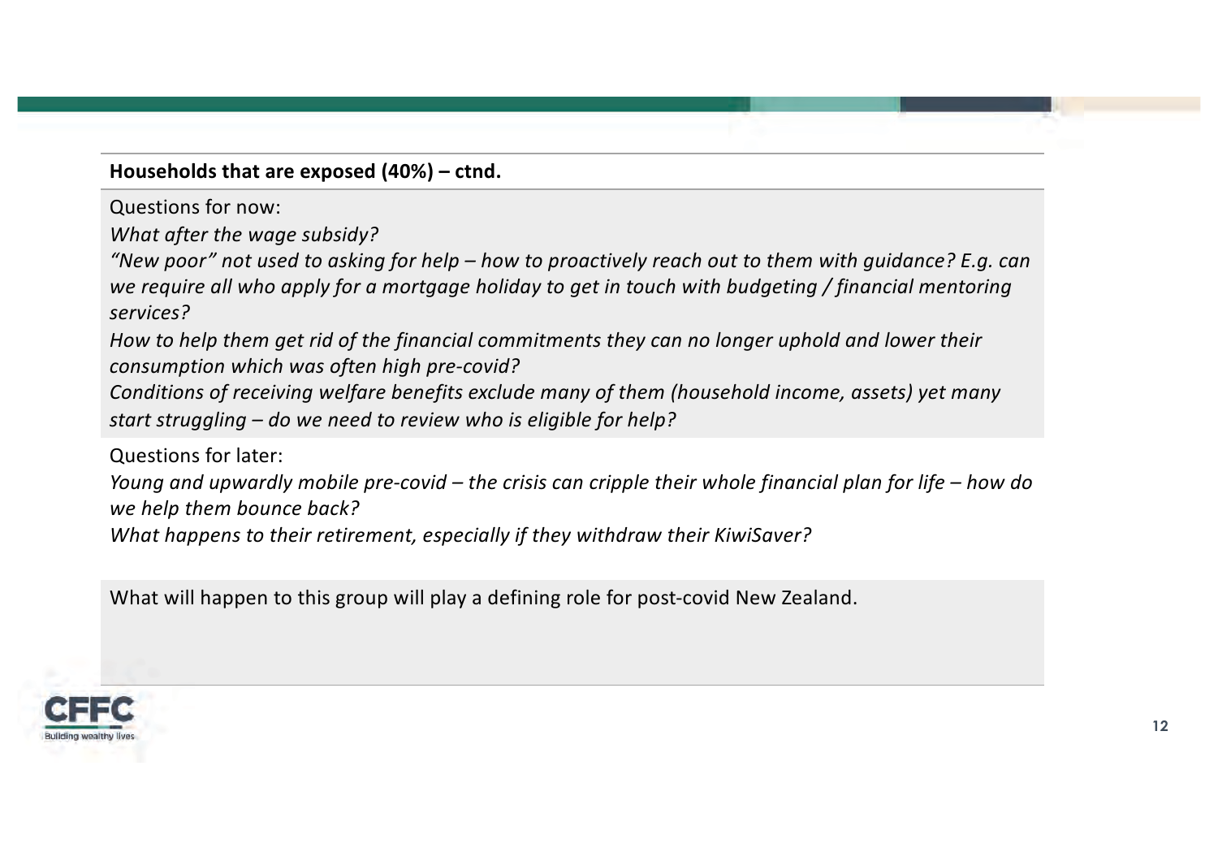**Households that are exposed (40%) – ctnd.**

Questions for now:

*What after the wage subsidy?*

*"New poor" not used to asking for help – how to proactively reach out to them with guidance? E.g. can we require all who apply for a mortgage holiday to get in touch with budgeting / financial mentoring services?*

*How to help them get rid of the financial commitments they can no longer uphold and lower their consumption which was often high pre-covid?*

*Conditions of receiving welfare benefits exclude many of them (household income, assets) yet many start struggling – do we need to review who is eligible for help?*

Questions for later:

*Young and upwardly mobile pre-covid – the crisis can cripple their whole financial plan for life – how do we help them bounce back?*

*What happens to their retirement, especially if they withdraw their KiwiSaver?*

What will happen to this group will play a defining role for post-covid New Zealand.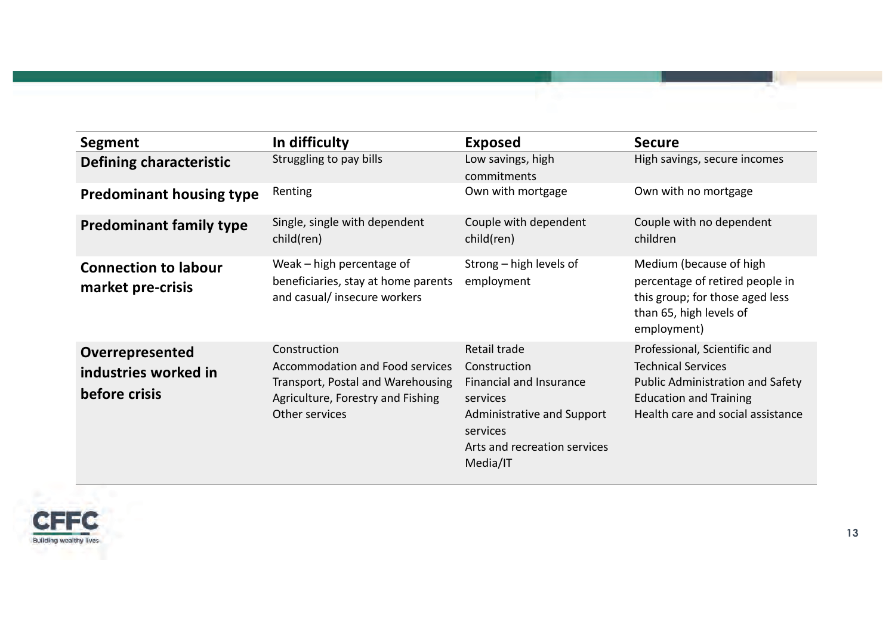| Segment | In difficulty | Exposed | Secure |
|---|---|---|---|
| **Defining characteristic** | Struggling to pay bills | Low savings, high commitments | High savings, secure incomes |
| **Predominant housing type** | Renting | Own with mortgage | Own with no mortgage |
| **Predominant family type** | Single, single with dependent child(ren) | Couple with dependent child(ren) | Couple with no dependent children |
| **Connection to labour market pre-crisis** | Weak – high percentage of beneficiaries, stay at home parents and casual/ insecure workers | Strong – high levels of employment | Medium (because of high percentage of retired people in this group; for those aged less than 65, high levels of employment) |
| **Overrepresented industries worked in before crisis** | Construction<br>Accommodation and Food services<br>Transport, Postal and Warehousing<br>Agriculture, Forestry and Fishing<br>Other services | Retail trade<br>Construction<br>Financial and Insurance services<br>Administrative and Support services<br>Arts and recreation services<br>Media/IT | Professional, Scientific and Technical Services<br>Public Administration and Safety<br>Education and Training<br>Health care and social assistance |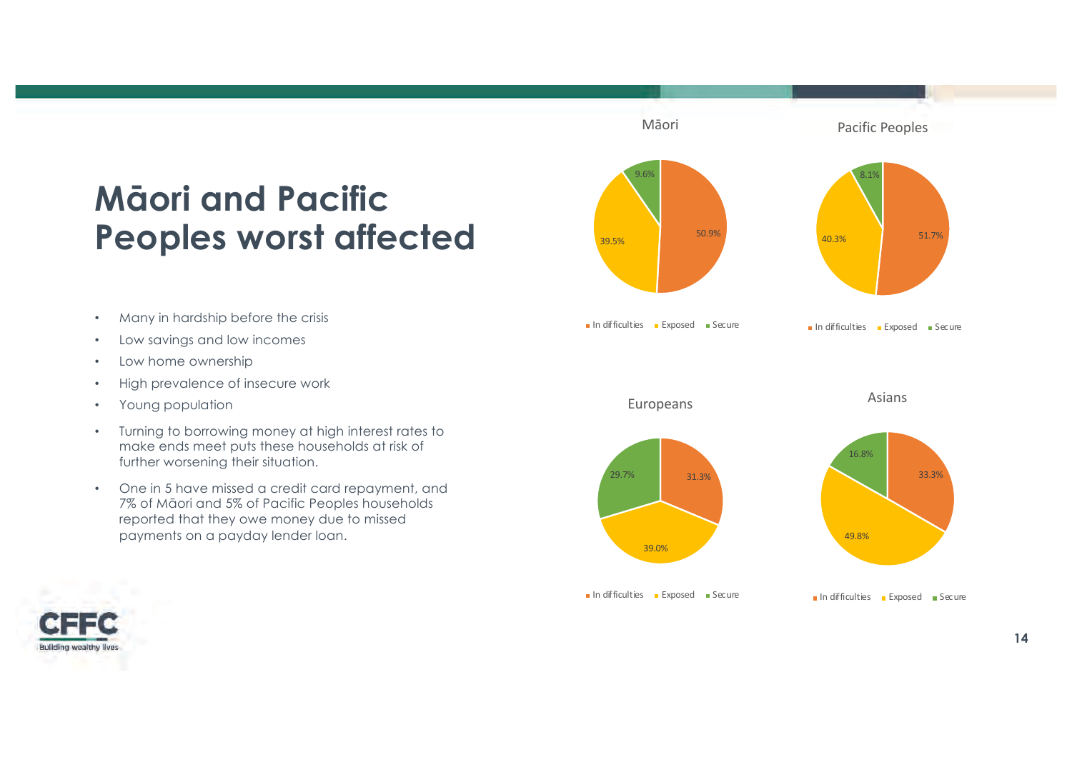# Māori and Pacific Peoples worst affected

- Many in hardship before the crisis
- Low savings and low incomes
- Low home ownership
- High prevalence of insecure work
- Young population
- Turning to borrowing money at high interest rates to make ends meet puts these households at risk of further worsening their situation.
- One in 5 have missed a credit card repayment, and 7% of Māori and 5% of Pacific Peoples households reported that they owe money due to missed payments on a payday lender loan.

| | In difficulties | Exposed | Secure |
| --- | --- | --- | --- |
| Māori | 50.9% | 39.5% | 9.6% |
| Pacific Peoples | 51.7% | 40.3% | 8.1% |
| Europeans | 31.3% | 39.0% | 29.7% |
| Asians | 33.3% | 49.8% | 16.8% |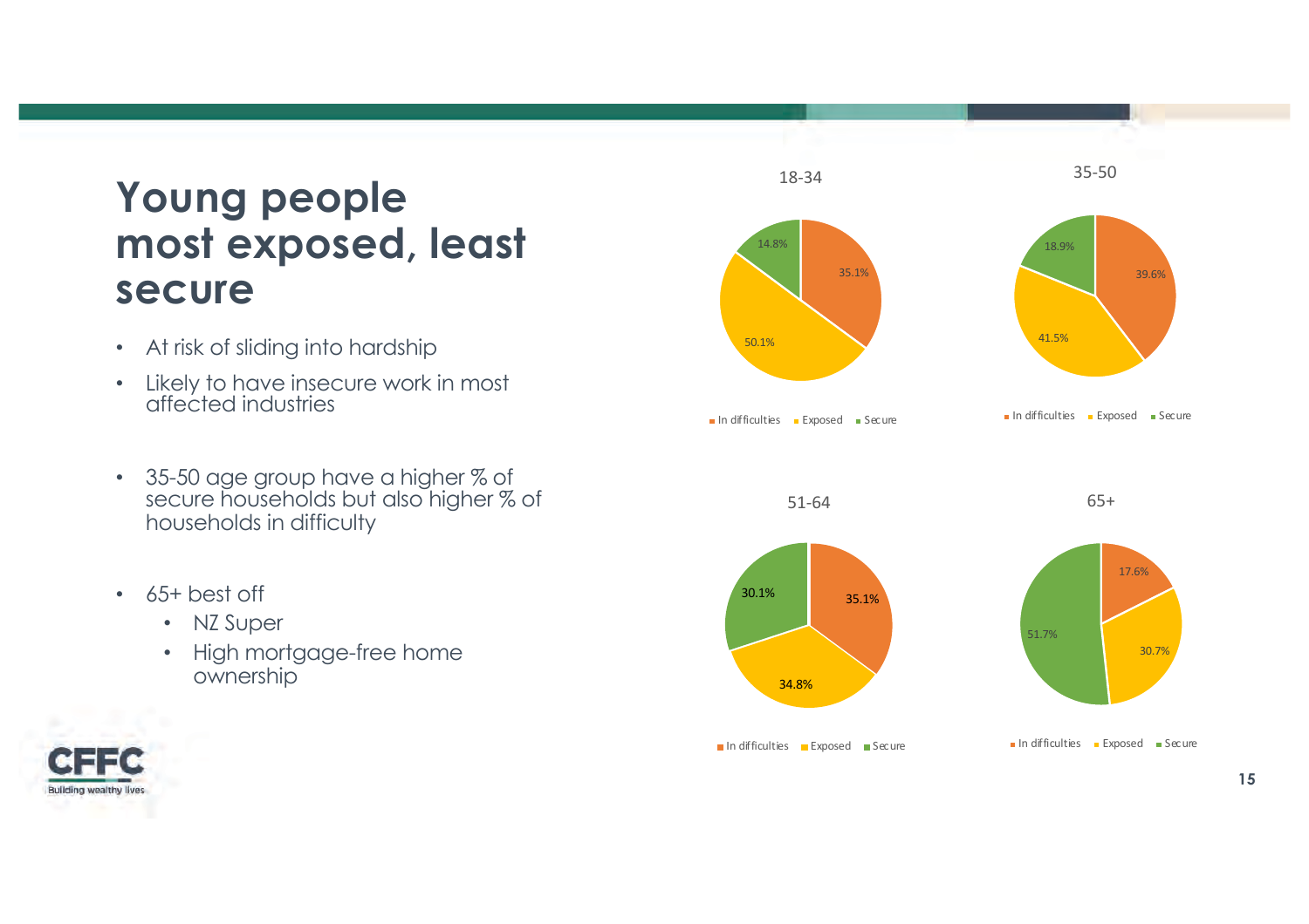# Young people most exposed, least secure

- At risk of sliding into hardship
- Likely to have insecure work in most affected industries
- 35-50 age group have a higher % of secure households but also higher % of households in difficulty
- 65+ best off
  - NZ Super
  - High mortgage-free home ownership

| Age group | In difficulties | Exposed | Secure |
| --- | --- | --- | --- |
| 18-34 | 35.1% | 50.1% | 14.8% |
| 35-50 | 39.6% | 41.5% | 18.9% |
| 51-64 | 35.1% | 34.8% | 30.1% |
| 65+ | 17.6% | 30.7% | 51.7% |

CFFC
Building wealthy lives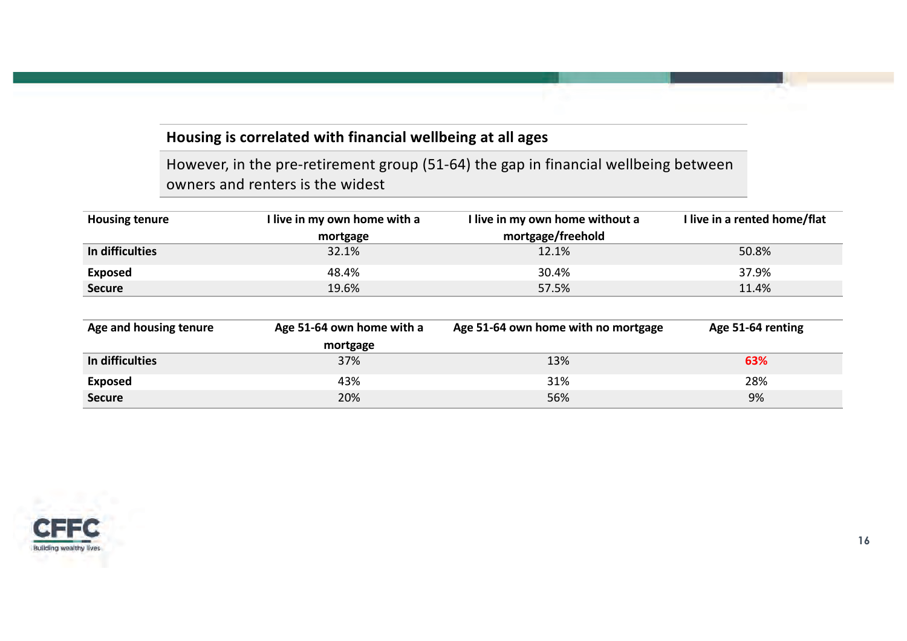## Housing is correlated with financial wellbeing at all ages

However, in the pre-retirement group (51-64) the gap in financial wellbeing between owners and renters is the widest

| Housing tenure | I live in my own home with a mortgage | I live in my own home without a mortgage/freehold | I live in a rented home/flat |
|---|---|---|---|
| **In difficulties** | 32.1% | 12.1% | 50.8% |
| **Exposed** | 48.4% | 30.4% | 37.9% |
| **Secure** | 19.6% | 57.5% | 11.4% |

| Age and housing tenure | Age 51-64 own home with a mortgage | Age 51-64 own home with no mortgage | Age 51-64 renting |
|---|---|---|---|
| **In difficulties** | 37% | 13% | **63%** |
| **Exposed** | 43% | 31% | 28% |
| **Secure** | 20% | 56% | 9% |

CFFC
Building wealthy lives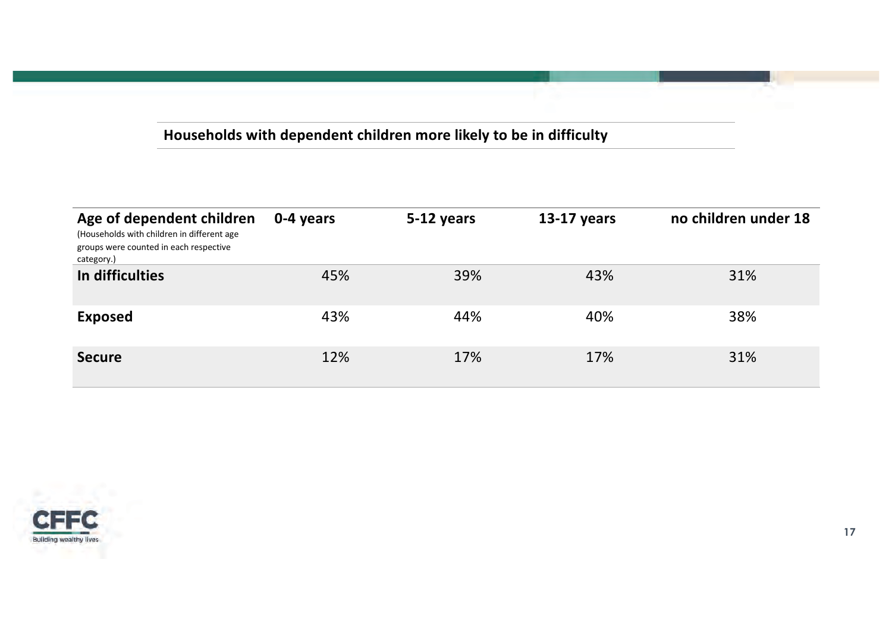## Households with dependent children more likely to be in difficulty

| Age of dependent children (Households with children in different age groups were counted in each respective category.) | 0-4 years | 5-12 years | 13-17 years | no children under 18 |
|---|---|---|---|---|
| **In difficulties** | 45% | 39% | 43% | 31% |
| **Exposed** | 43% | 44% | 40% | 38% |
| **Secure** | 12% | 17% | 17% | 31% |

CFFC
Building wealthy lives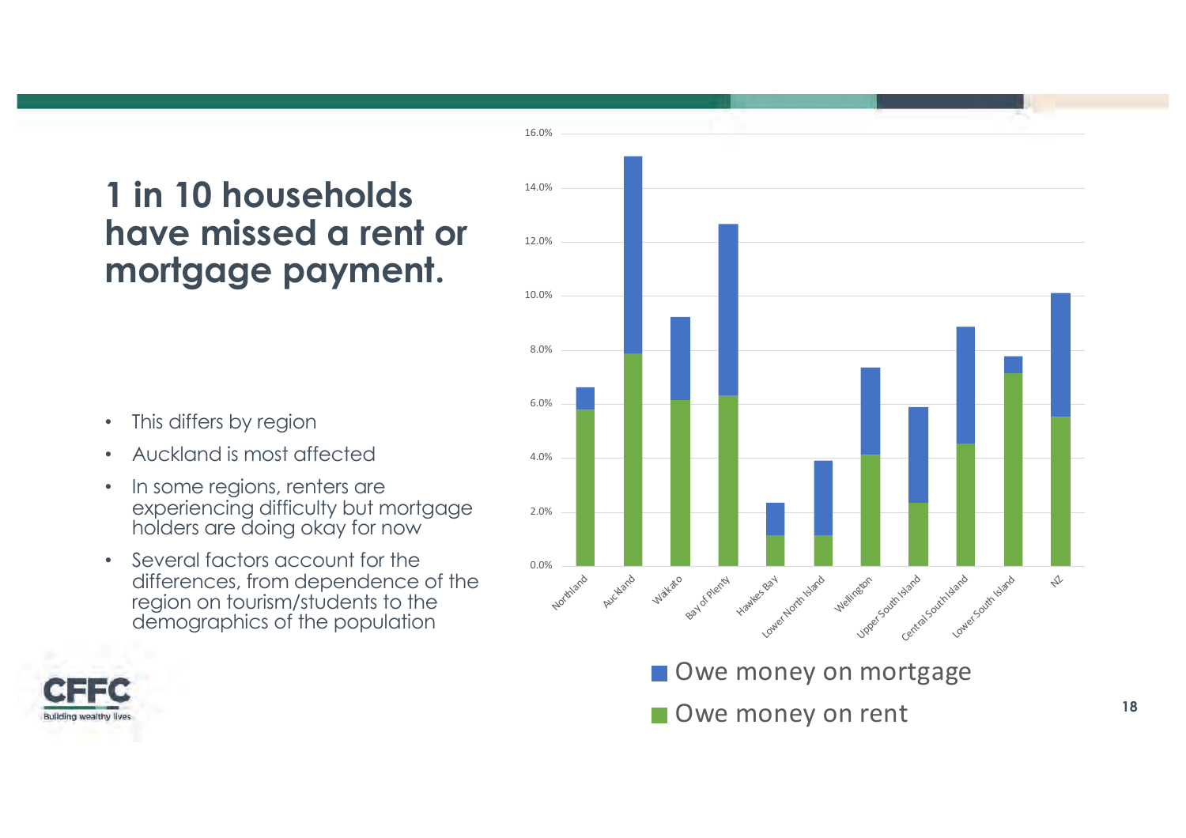# 1 in 10 households have missed a rent or mortgage payment.

- This differs by region
- Auckland is most affected
- In some regions, renters are experiencing difficulty but mortgage holders are doing okay for now
- Several factors account for the differences, from dependence of the region on tourism/students to the demographics of the population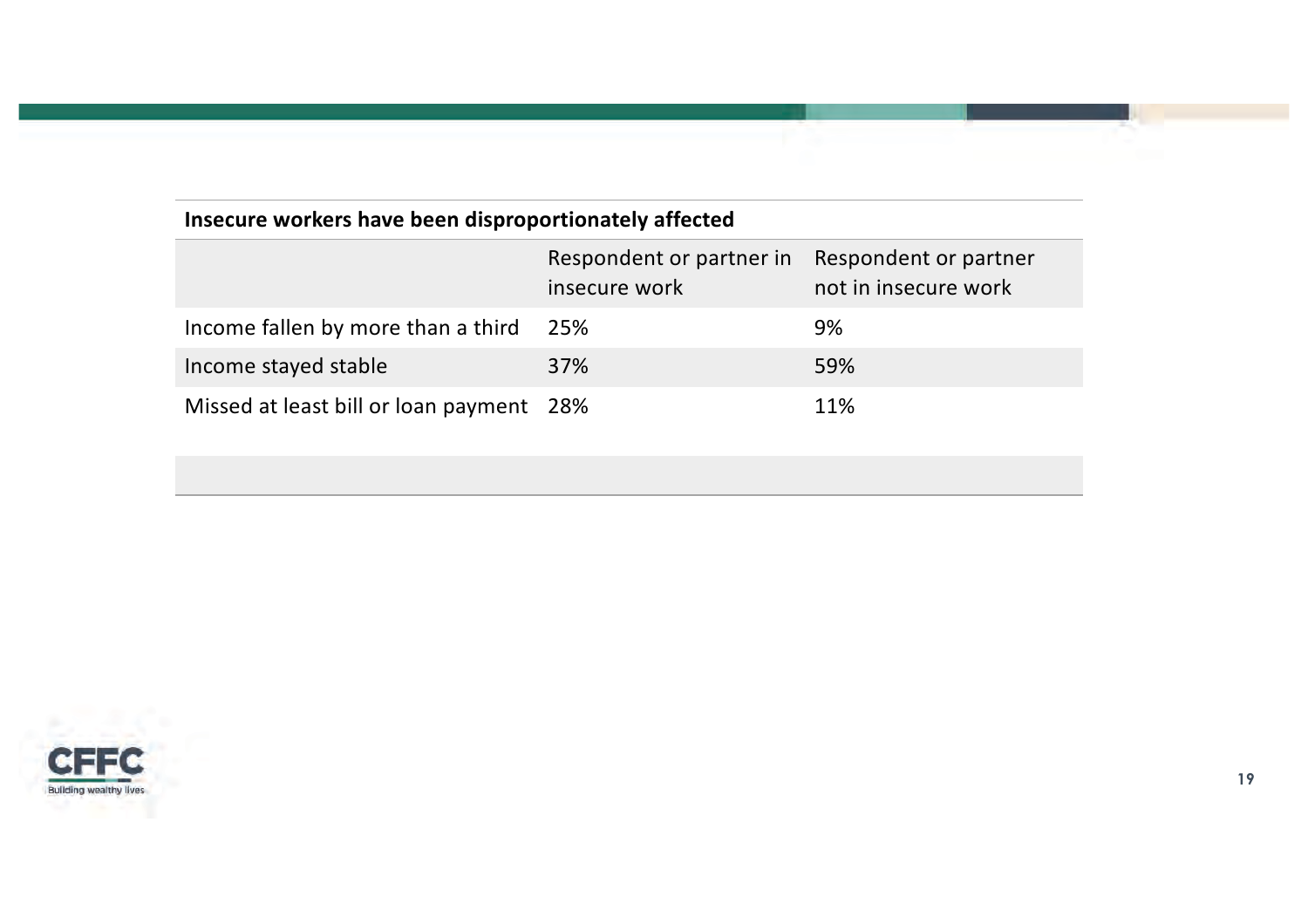**Insecure workers have been disproportionately affected**

| | Respondent or partner in insecure work | Respondent or partner not in insecure work |
|---|---|---|
| Income fallen by more than a third | 25% | 9% |
| Income stayed stable | 37% | 59% |
| Missed at least bill or loan payment | 28% | 11% |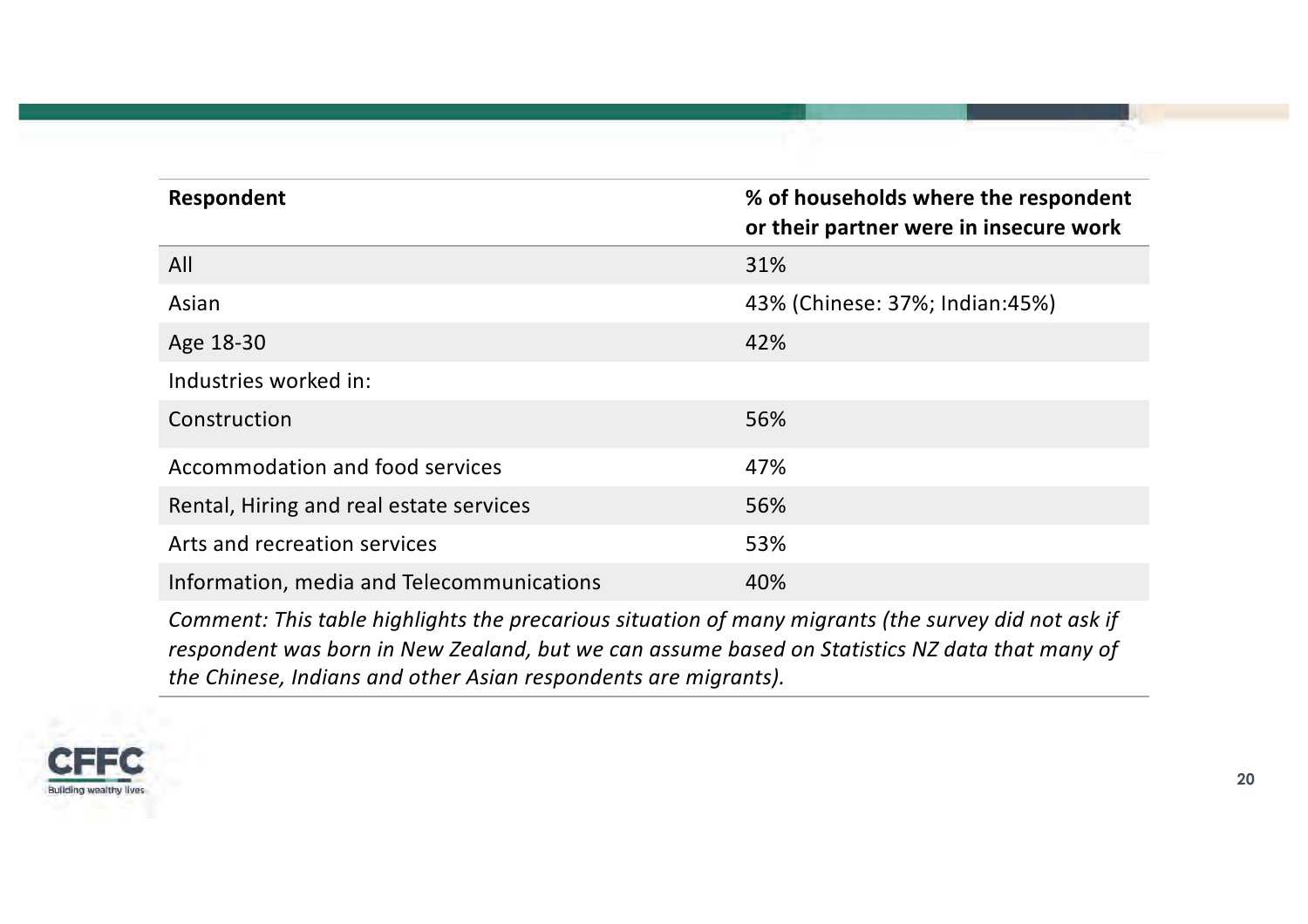| Respondent | % of households where the respondent or their partner were in insecure work |
|---|---|
| All | 31% |
| Asian | 43% (Chinese: 37%; Indian:45%) |
| Age 18-30 | 42% |
| Industries worked in: | |
| Construction | 56% |
| Accommodation and food services | 47% |
| Rental, Hiring and real estate services | 56% |
| Arts and recreation services | 53% |
| Information, media and Telecommunications | 40% |

*Comment: This table highlights the precarious situation of many migrants (the survey did not ask if respondent was born in New Zealand, but we can assume based on Statistics NZ data that many of the Chinese, Indians and other Asian respondents are migrants).*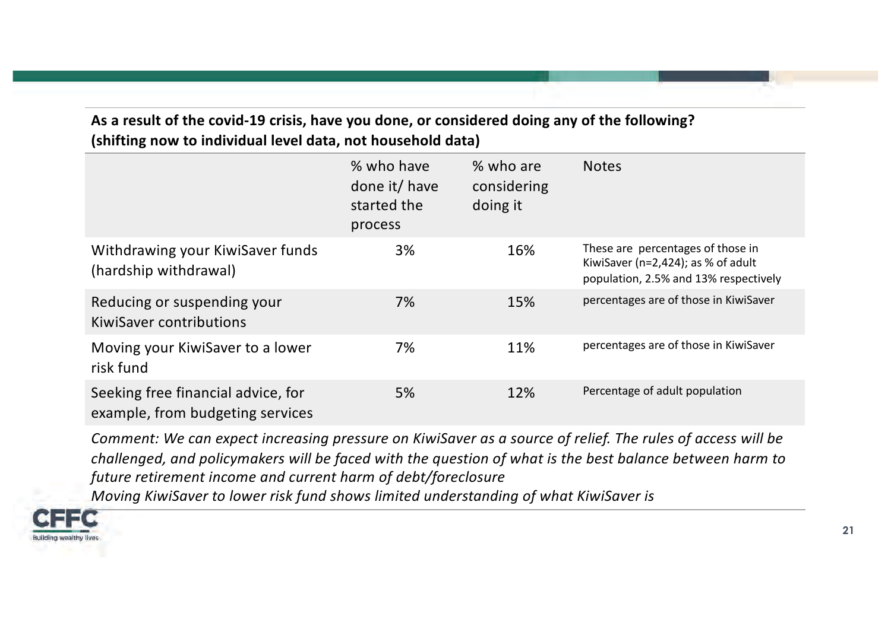**As a result of the covid-19 crisis, have you done, or considered doing any of the following? (shifting now to individual level data, not household data)**

| | % who have done it/ have started the process | % who are considering doing it | Notes |
|---|---|---|---|
| Withdrawing your KiwiSaver funds (hardship withdrawal) | 3% | 16% | These are percentages of those in KiwiSaver (n=2,424); as % of adult population, 2.5% and 13% respectively |
| Reducing or suspending your KiwiSaver contributions | 7% | 15% | percentages are of those in KiwiSaver |
| Moving your KiwiSaver to a lower risk fund | 7% | 11% | percentages are of those in KiwiSaver |
| Seeking free financial advice, for example, from budgeting services | 5% | 12% | Percentage of adult population |

*Comment: We can expect increasing pressure on KiwiSaver as a source of relief. The rules of access will be challenged, and policymakers will be faced with the question of what is the best balance between harm to future retirement income and current harm of debt/foreclosure*

*Moving KiwiSaver to lower risk fund shows limited understanding of what KiwiSaver is*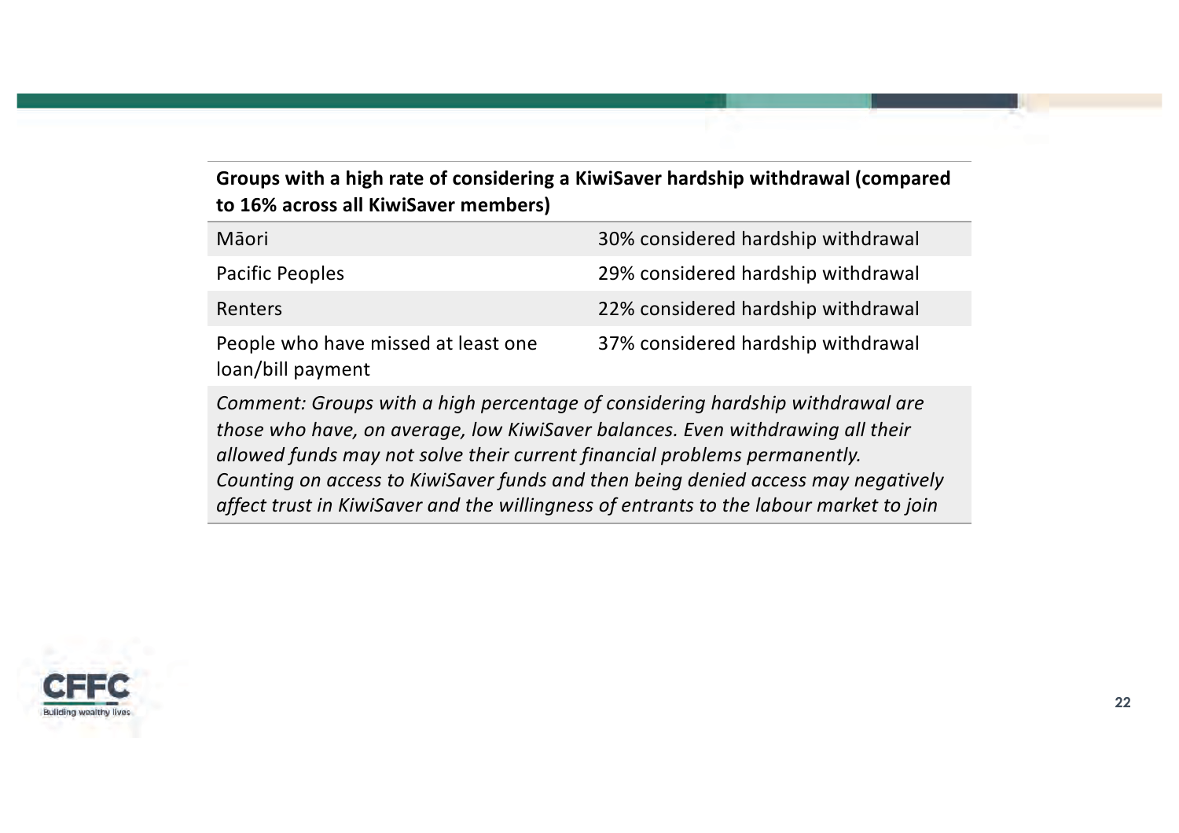| Groups with a high rate of considering a KiwiSaver hardship withdrawal (compared to 16% across all KiwiSaver members) | |
|---|---|
| Māori | 30% considered hardship withdrawal |
| Pacific Peoples | 29% considered hardship withdrawal |
| Renters | 22% considered hardship withdrawal |
| People who have missed at least one loan/bill payment | 37% considered hardship withdrawal |
| *Comment: Groups with a high percentage of considering hardship withdrawal are those who have, on average, low KiwiSaver balances. Even withdrawing all their allowed funds may not solve their current financial problems permanently. Counting on access to KiwiSaver funds and then being denied access may negatively affect trust in KiwiSaver and the willingness of entrants to the labour market to join* | |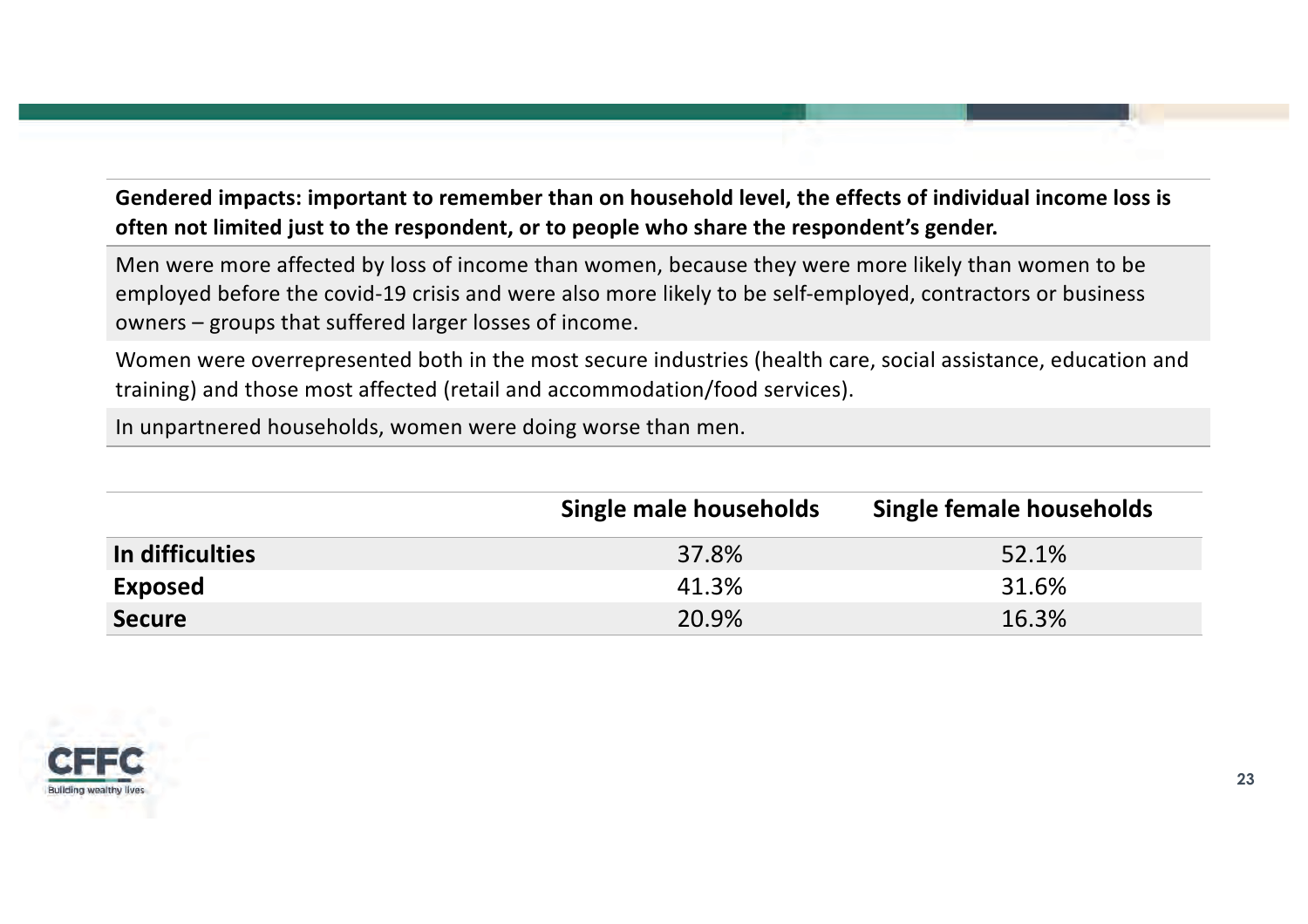**Gendered impacts: important to remember than on household level, the effects of individual income loss is often not limited just to the respondent, or to people who share the respondent's gender.**

Men were more affected by loss of income than women, because they were more likely than women to be employed before the covid-19 crisis and were also more likely to be self-employed, contractors or business owners – groups that suffered larger losses of income.

Women were overrepresented both in the most secure industries (health care, social assistance, education and training) and those most affected (retail and accommodation/food services).

In unpartnered households, women were doing worse than men.

| | Single male households | Single female households |
|---|---|---|
| **In difficulties** | 37.8% | 52.1% |
| **Exposed** | 41.3% | 31.6% |
| **Secure** | 20.9% | 16.3% |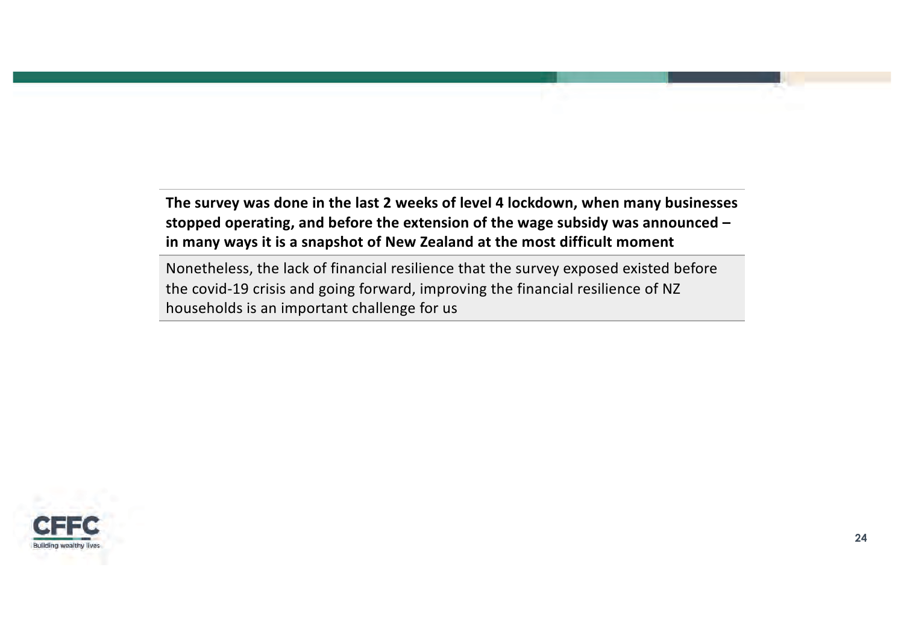**The survey was done in the last 2 weeks of level 4 lockdown, when many businesses stopped operating, and before the extension of the wage subsidy was announced – in many ways it is a snapshot of New Zealand at the most difficult moment**

Nonetheless, the lack of financial resilience that the survey exposed existed before the covid-19 crisis and going forward, improving the financial resilience of NZ households is an important challenge for us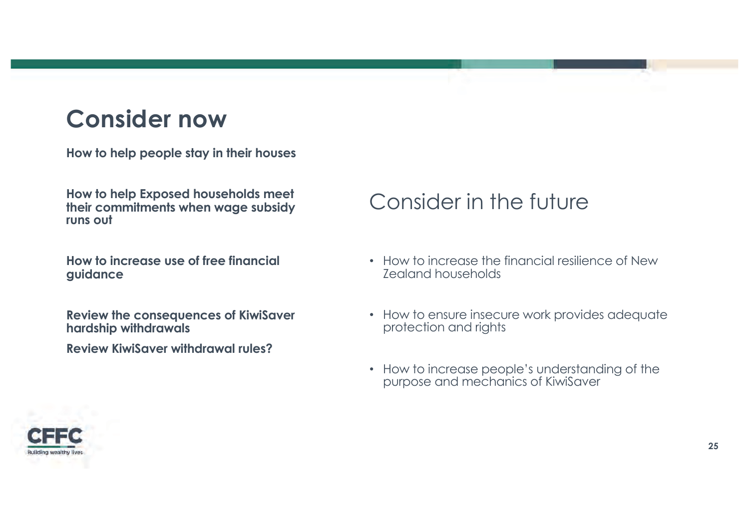# Consider now

**How to help people stay in their houses**

**How to help Exposed households meet their commitments when wage subsidy runs out**

**How to increase use of free financial guidance**

**Review the consequences of KiwiSaver hardship withdrawals**

**Review KiwiSaver withdrawal rules?**

## Consider in the future

- How to increase the financial resilience of New Zealand households
- How to ensure insecure work provides adequate protection and rights
- How to increase people's understanding of the purpose and mechanics of KiwiSaver

CFFC
Building wealthy lives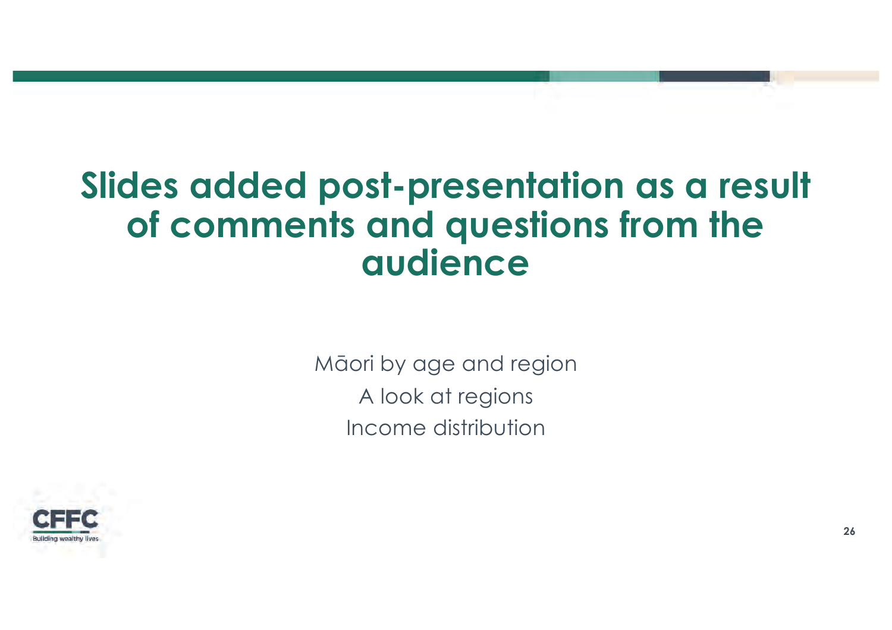# Slides added post-presentation as a result of comments and questions from the audience

Māori by age and region

A look at regions

Income distribution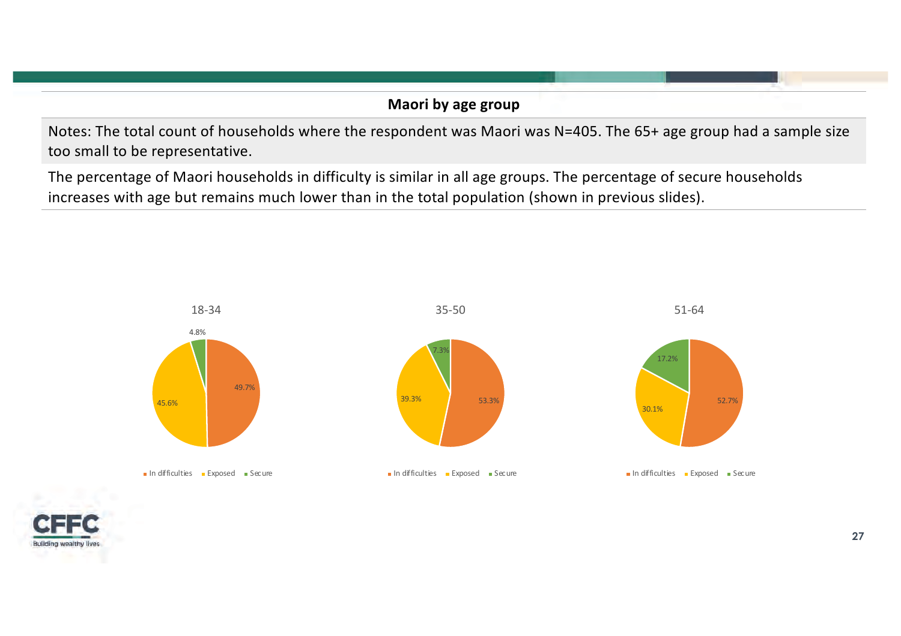## Maori by age group

Notes: The total count of households where the respondent was Maori was N=405. The 65+ age group had a sample size too small to be representative.

The percentage of Maori households in difficulty is similar in all age groups. The percentage of secure households increases with age but remains much lower than in the total population (shown in previous slides).

| Age group | In difficulties | Exposed | Secure |
| --- | --- | --- | --- |
| 18-34 | 49.7% | 45.6% | 4.8% |
| 35-50 | 53.3% | 39.3% | 7.3% |
| 51-64 | 52.7% | 30.1% | 17.2% |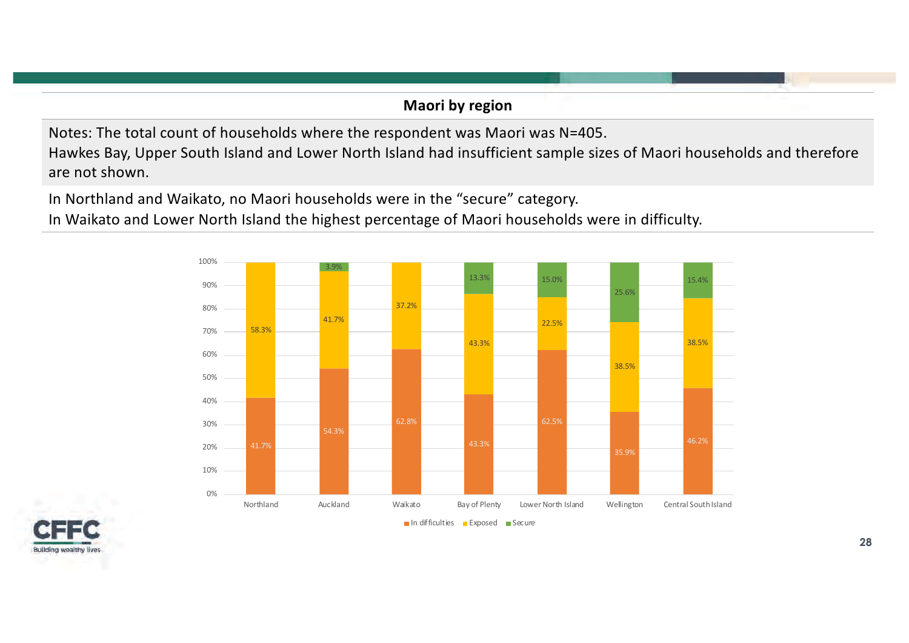## Maori by region

Notes: The total count of households where the respondent was Maori was N=405.
Hawkes Bay, Upper South Island and Lower North Island had insufficient sample sizes of Maori households and therefore are not shown.

In Northland and Waikato, no Maori households were in the “secure” category.
In Waikato and Lower North Island the highest percentage of Maori households were in difficulty.

| Region | In difficulties | Exposed | Secure |
|---|---|---|---|
| Northland | 41.7% | 58.3% | |
| Auckland | 54.3% | 41.7% | 3.9% |
| Waikato | 62.8% | 37.2% | |
| Bay of Plenty | 43.3% | 43.3% | 13.3% |
| Lower North Island | 62.5% | 22.5% | 15.0% |
| Wellington | 35.9% | 38.5% | 25.6% |
| Central South Island | 46.2% | 38.5% | 15.4% |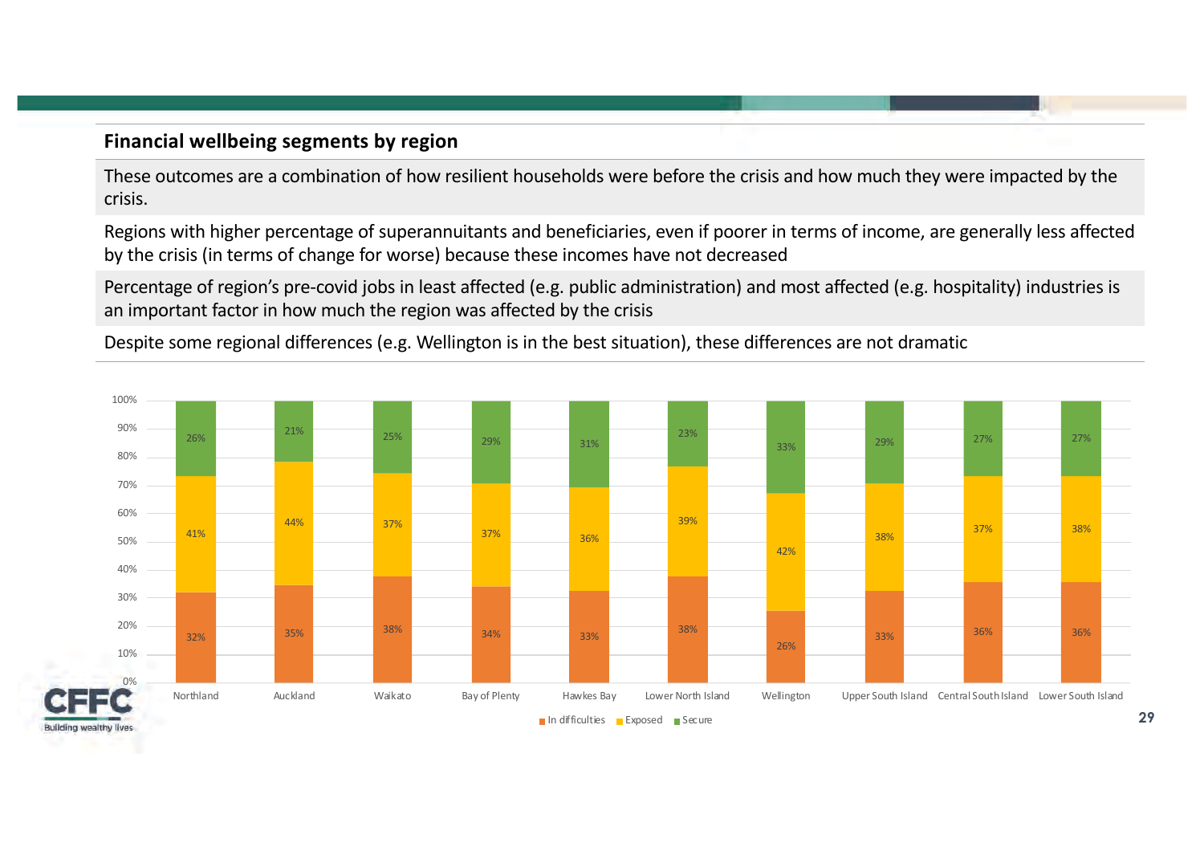## Financial wellbeing segments by region

These outcomes are a combination of how resilient households were before the crisis and how much they were impacted by the crisis.

Regions with higher percentage of superannuitants and beneficiaries, even if poorer in terms of income, are generally less affected by the crisis (in terms of change for worse) because these incomes have not decreased

Percentage of region's pre-covid jobs in least affected (e.g. public administration) and most affected (e.g. hospitality) industries is an important factor in how much the region was affected by the crisis

Despite some regional differences (e.g. Wellington is in the best situation), these differences are not dramatic

| Region | In difficulties | Exposed | Secure |
|---|---|---|---|
| Northland | 32% | 41% | 26% |
| Auckland | 35% | 44% | 21% |
| Waikato | 38% | 37% | 25% |
| Bay of Plenty | 34% | 37% | 29% |
| Hawkes Bay | 33% | 36% | 31% |
| Lower North Island | 38% | 39% | 23% |
| Wellington | 26% | 42% | 33% |
| Upper South Island | 33% | 38% | 29% |
| Central South Island | 36% | 37% | 27% |
| Lower South Island | 36% | 38% | 27% |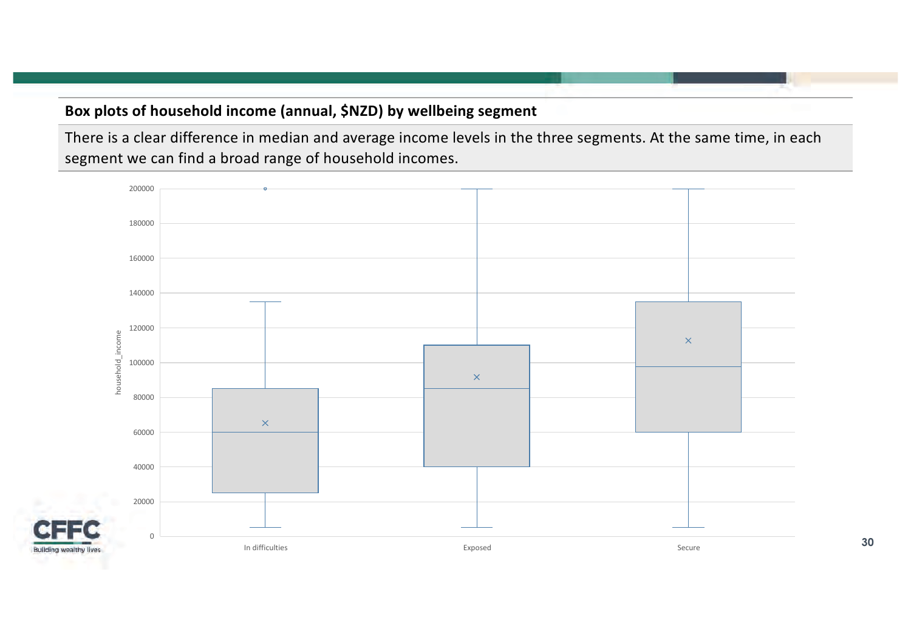## Box plots of household income (annual, $NZD) by wellbeing segment

There is a clear difference in median and average income levels in the three segments. At the same time, in each segment we can find a broad range of household incomes.

household_income

200000
180000
160000
140000
120000
100000
80000
60000
40000
20000
0

In difficulties
Exposed
Secure

CFFC
Building wealthy lives